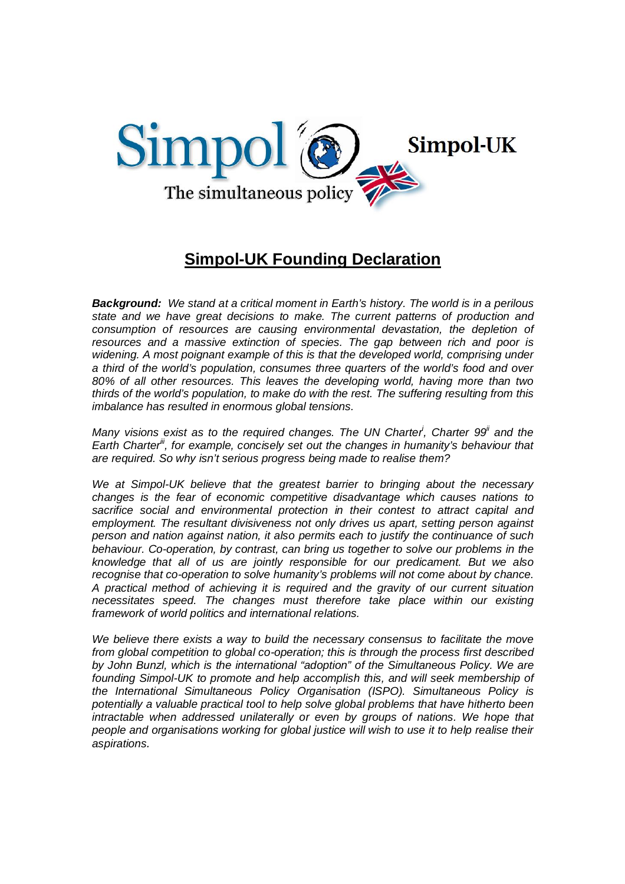Simpol — The simultaneous policy

Simpol-UK

# Simpol-UK Founding Declaration

***Background:*** *We stand at a critical moment in Earth's history. The world is in a perilous state and we have great decisions to make. The current patterns of production and consumption of resources are causing environmental devastation, the depletion of resources and a massive extinction of species. The gap between rich and poor is widening. A most poignant example of this is that the developed world, comprising under a third of the world's population, consumes three quarters of the world's food and over 80% of all other resources. This leaves the developing world, having more than two thirds of the world's population, to make do with the rest. The suffering resulting from this imbalance has resulted in enormous global tensions.*

*Many visions exist as to the required changes. The UN Charter[i], Charter 99[ii] and the Earth Charter[iii], for example, concisely set out the changes in humanity's behaviour that are required. So why isn't serious progress being made to realise them?*

*We at Simpol-UK believe that the greatest barrier to bringing about the necessary changes is the fear of economic competitive disadvantage which causes nations to sacrifice social and environmental protection in their contest to attract capital and employment. The resultant divisiveness not only drives us apart, setting person against person and nation against nation, it also permits each to justify the continuance of such behaviour. Co-operation, by contrast, can bring us together to solve our problems in the knowledge that all of us are jointly responsible for our predicament. But we also recognise that co-operation to solve humanity's problems will not come about by chance. A practical method of achieving it is required and the gravity of our current situation necessitates speed. The changes must therefore take place within our existing framework of world politics and international relations.*

*We believe there exists a way to build the necessary consensus to facilitate the move from global competition to global co-operation; this is through the process first described by John Bunzl, which is the international "adoption" of the Simultaneous Policy. We are founding Simpol-UK to promote and help accomplish this, and will seek membership of the International Simultaneous Policy Organisation (ISPO). Simultaneous Policy is potentially a valuable practical tool to help solve global problems that have hitherto been intractable when addressed unilaterally or even by groups of nations. We hope that people and organisations working for global justice will wish to use it to help realise their aspirations.*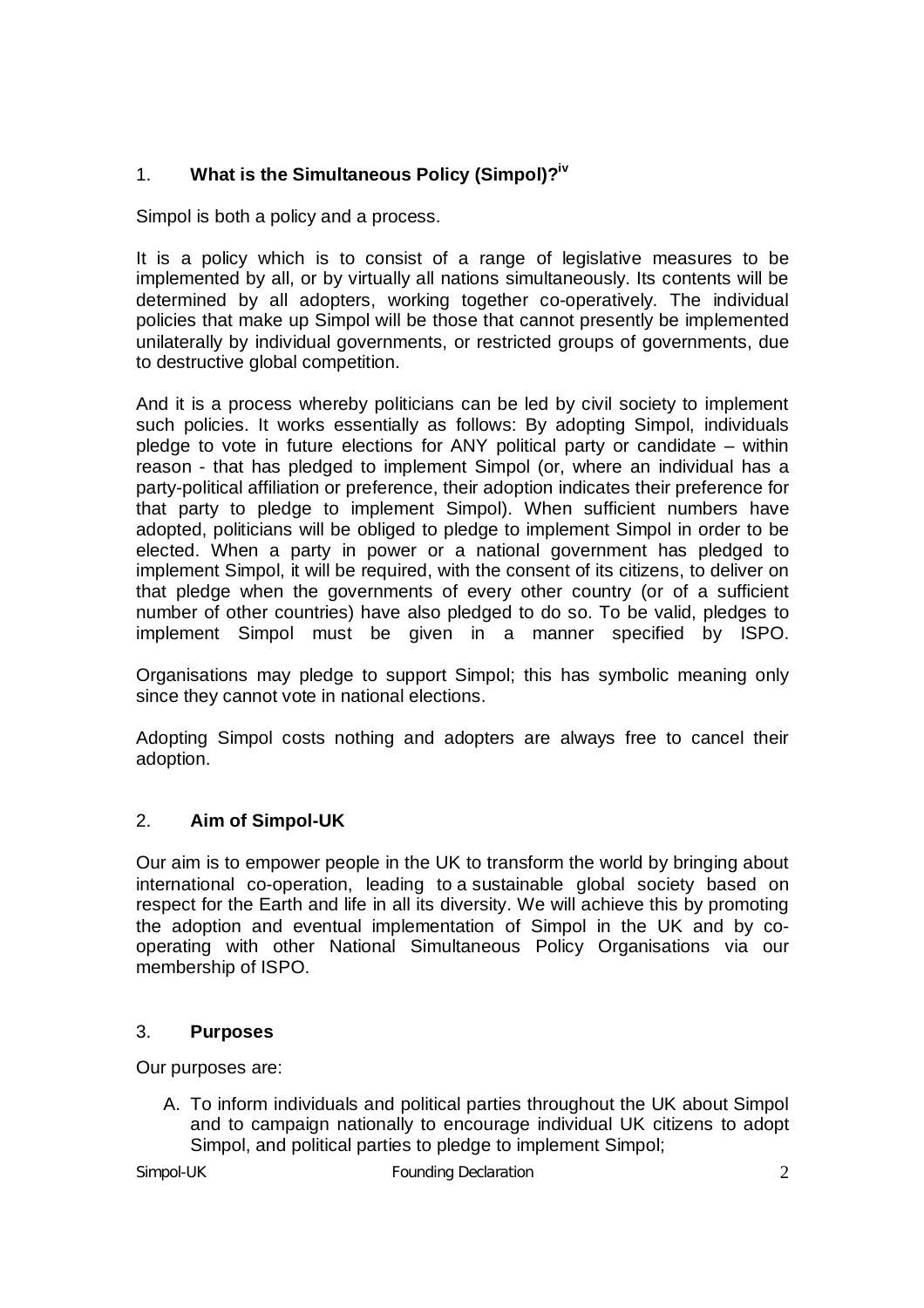## 1. **What is the Simultaneous Policy (Simpol)?**[iv]

Simpol is both a policy and a process.

It is a policy which is to consist of a range of legislative measures to be implemented by all, or by virtually all nations simultaneously. Its contents will be determined by all adopters, working together co-operatively. The individual policies that make up Simpol will be those that cannot presently be implemented unilaterally by individual governments, or restricted groups of governments, due to destructive global competition.

And it is a process whereby politicians can be led by civil society to implement such policies. It works essentially as follows: By adopting Simpol, individuals pledge to vote in future elections for ANY political party or candidate – within reason - that has pledged to implement Simpol (or, where an individual has a party-political affiliation or preference, their adoption indicates their preference for that party to pledge to implement Simpol). When sufficient numbers have adopted, politicians will be obliged to pledge to implement Simpol in order to be elected. When a party in power or a national government has pledged to implement Simpol, it will be required, with the consent of its citizens, to deliver on that pledge when the governments of every other country (or of a sufficient number of other countries) have also pledged to do so. To be valid, pledges to implement Simpol must be given in a manner specified by ISPO.

Organisations may pledge to support Simpol; this has symbolic meaning only since they cannot vote in national elections.

Adopting Simpol costs nothing and adopters are always free to cancel their adoption.

## 2. **Aim of Simpol-UK**

Our aim is to empower people in the UK to transform the world by bringing about international co-operation, leading to a sustainable global society based on respect for the Earth and life in all its diversity. We will achieve this by promoting the adoption and eventual implementation of Simpol in the UK and by co-operating with other National Simultaneous Policy Organisations via our membership of ISPO.

## 3. **Purposes**

Our purposes are:

A. To inform individuals and political parties throughout the UK about Simpol and to campaign nationally to encourage individual UK citizens to adopt Simpol, and political parties to pledge to implement Simpol;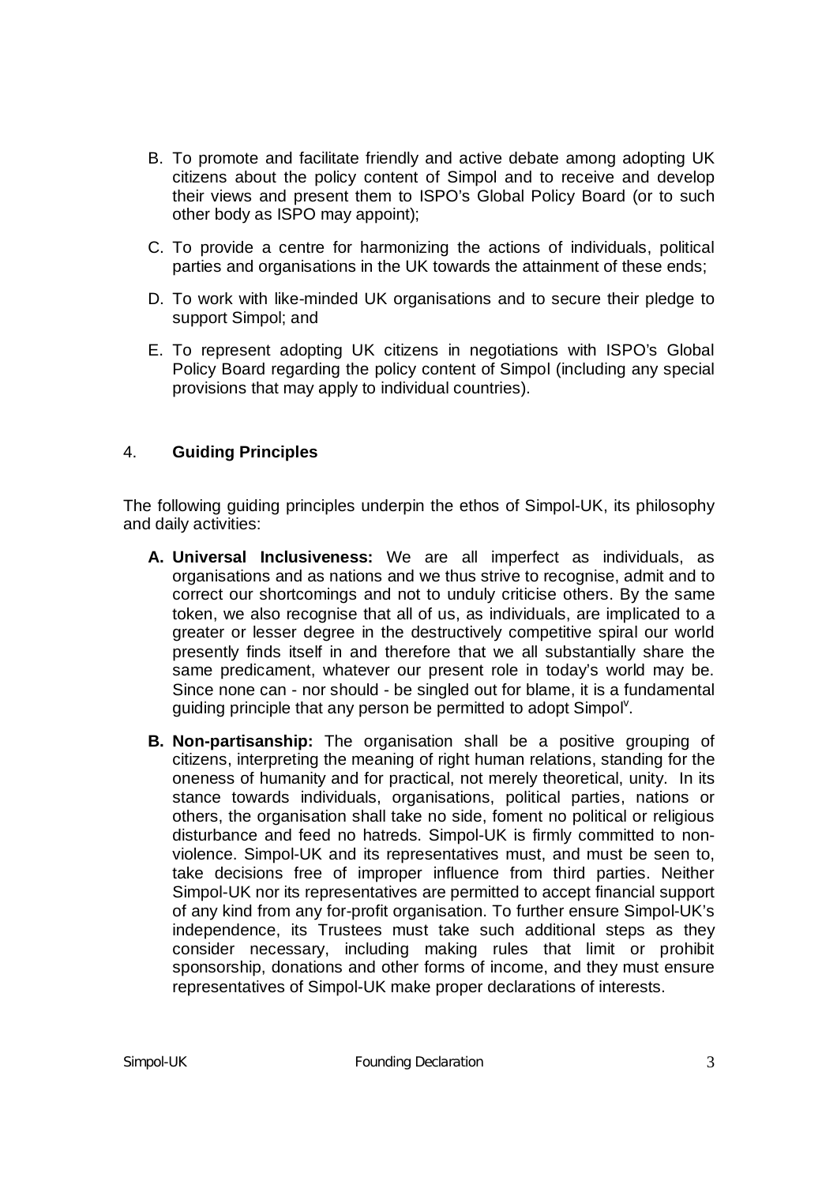B. To promote and facilitate friendly and active debate among adopting UK citizens about the policy content of Simpol and to receive and develop their views and present them to ISPO's Global Policy Board (or to such other body as ISPO may appoint);

C. To provide a centre for harmonizing the actions of individuals, political parties and organisations in the UK towards the attainment of these ends;

D. To work with like-minded UK organisations and to secure their pledge to support Simpol; and

E. To represent adopting UK citizens in negotiations with ISPO's Global Policy Board regarding the policy content of Simpol (including any special provisions that may apply to individual countries).

## 4. **Guiding Principles**

The following guiding principles underpin the ethos of Simpol-UK, its philosophy and daily activities:

**A. Universal Inclusiveness:** We are all imperfect as individuals, as organisations and as nations and we thus strive to recognise, admit and to correct our shortcomings and not to unduly criticise others. By the same token, we also recognise that all of us, as individuals, are implicated to a greater or lesser degree in the destructively competitive spiral our world presently finds itself in and therefore that we all substantially share the same predicament, whatever our present role in today's world may be. Since none can - nor should - be singled out for blame, it is a fundamental guiding principle that any person be permitted to adopt Simpol[v].

**B. Non-partisanship:** The organisation shall be a positive grouping of citizens, interpreting the meaning of right human relations, standing for the oneness of humanity and for practical, not merely theoretical, unity. In its stance towards individuals, organisations, political parties, nations or others, the organisation shall take no side, foment no political or religious disturbance and feed no hatreds. Simpol-UK is firmly committed to non-violence. Simpol-UK and its representatives must, and must be seen to, take decisions free of improper influence from third parties. Neither Simpol-UK nor its representatives are permitted to accept financial support of any kind from any for-profit organisation. To further ensure Simpol-UK's independence, its Trustees must take such additional steps as they consider necessary, including making rules that limit or prohibit sponsorship, donations and other forms of income, and they must ensure representatives of Simpol-UK make proper declarations of interests.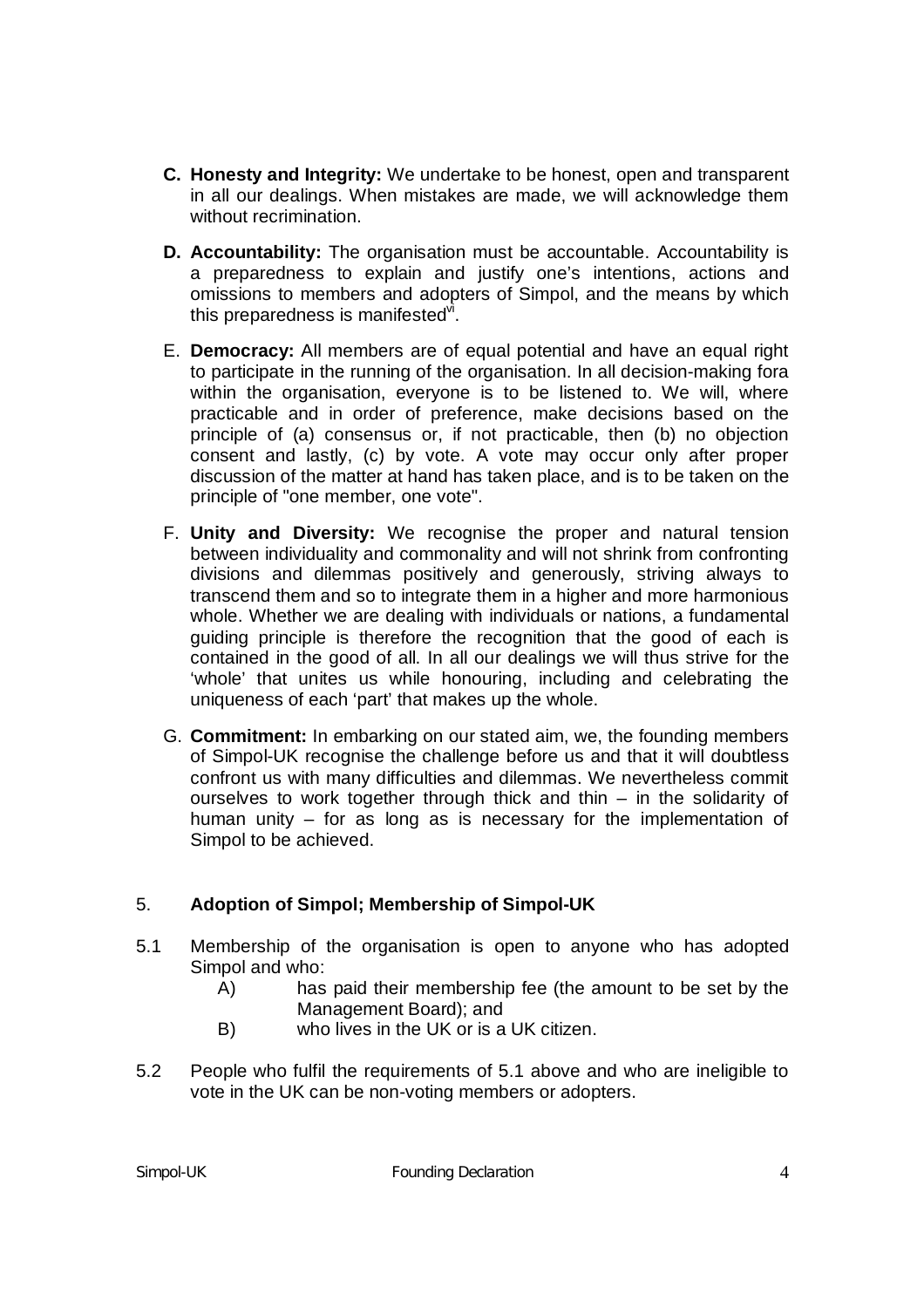**C. Honesty and Integrity:** We undertake to be honest, open and transparent in all our dealings. When mistakes are made, we will acknowledge them without recrimination.

**D. Accountability:** The organisation must be accountable. Accountability is a preparedness to explain and justify one's intentions, actions and omissions to members and adopters of Simpol, and the means by which this preparedness is manifested[vi].

E. **Democracy:** All members are of equal potential and have an equal right to participate in the running of the organisation. In all decision-making fora within the organisation, everyone is to be listened to. We will, where practicable and in order of preference, make decisions based on the principle of (a) consensus or, if not practicable, then (b) no objection consent and lastly, (c) by vote. A vote may occur only after proper discussion of the matter at hand has taken place, and is to be taken on the principle of "one member, one vote".

F. **Unity and Diversity:** We recognise the proper and natural tension between individuality and commonality and will not shrink from confronting divisions and dilemmas positively and generously, striving always to transcend them and so to integrate them in a higher and more harmonious whole. Whether we are dealing with individuals or nations, a fundamental guiding principle is therefore the recognition that the good of each is contained in the good of all. In all our dealings we will thus strive for the 'whole' that unites us while honouring, including and celebrating the uniqueness of each 'part' that makes up the whole.

G. **Commitment:** In embarking on our stated aim, we, the founding members of Simpol-UK recognise the challenge before us and that it will doubtless confront us with many difficulties and dilemmas. We nevertheless commit ourselves to work together through thick and thin – in the solidarity of human unity – for as long as is necessary for the implementation of Simpol to be achieved.

## 5. Adoption of Simpol; Membership of Simpol-UK

5.1 Membership of the organisation is open to anyone who has adopted Simpol and who:

- A) has paid their membership fee (the amount to be set by the Management Board); and
- B) who lives in the UK or is a UK citizen.

5.2 People who fulfil the requirements of 5.1 above and who are ineligible to vote in the UK can be non-voting members or adopters.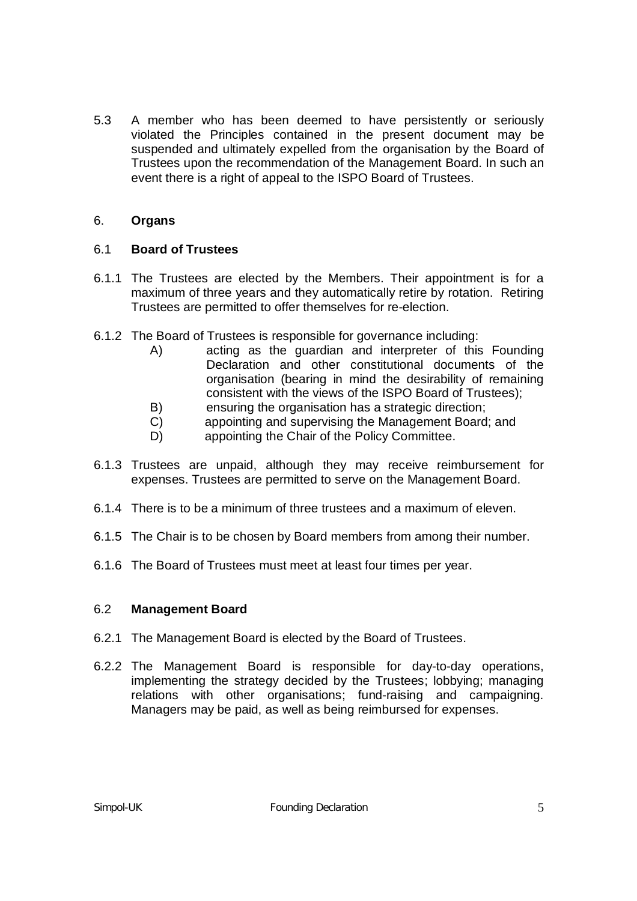5.3 A member who has been deemed to have persistently or seriously violated the Principles contained in the present document may be suspended and ultimately expelled from the organisation by the Board of Trustees upon the recommendation of the Management Board. In such an event there is a right of appeal to the ISPO Board of Trustees.

## 6. **Organs**

### 6.1 **Board of Trustees**

6.1.1 The Trustees are elected by the Members. Their appointment is for a maximum of three years and they automatically retire by rotation. Retiring Trustees are permitted to offer themselves for re-election.

6.1.2 The Board of Trustees is responsible for governance including:

A) acting as the guardian and interpreter of this Founding Declaration and other constitutional documents of the organisation (bearing in mind the desirability of remaining consistent with the views of the ISPO Board of Trustees);

B) ensuring the organisation has a strategic direction;

C) appointing and supervising the Management Board; and

D) appointing the Chair of the Policy Committee.

6.1.3 Trustees are unpaid, although they may receive reimbursement for expenses. Trustees are permitted to serve on the Management Board.

6.1.4 There is to be a minimum of three trustees and a maximum of eleven.

6.1.5 The Chair is to be chosen by Board members from among their number.

6.1.6 The Board of Trustees must meet at least four times per year.

### 6.2 **Management Board**

6.2.1 The Management Board is elected by the Board of Trustees.

6.2.2 The Management Board is responsible for day-to-day operations, implementing the strategy decided by the Trustees; lobbying; managing relations with other organisations; fund-raising and campaigning. Managers may be paid, as well as being reimbursed for expenses.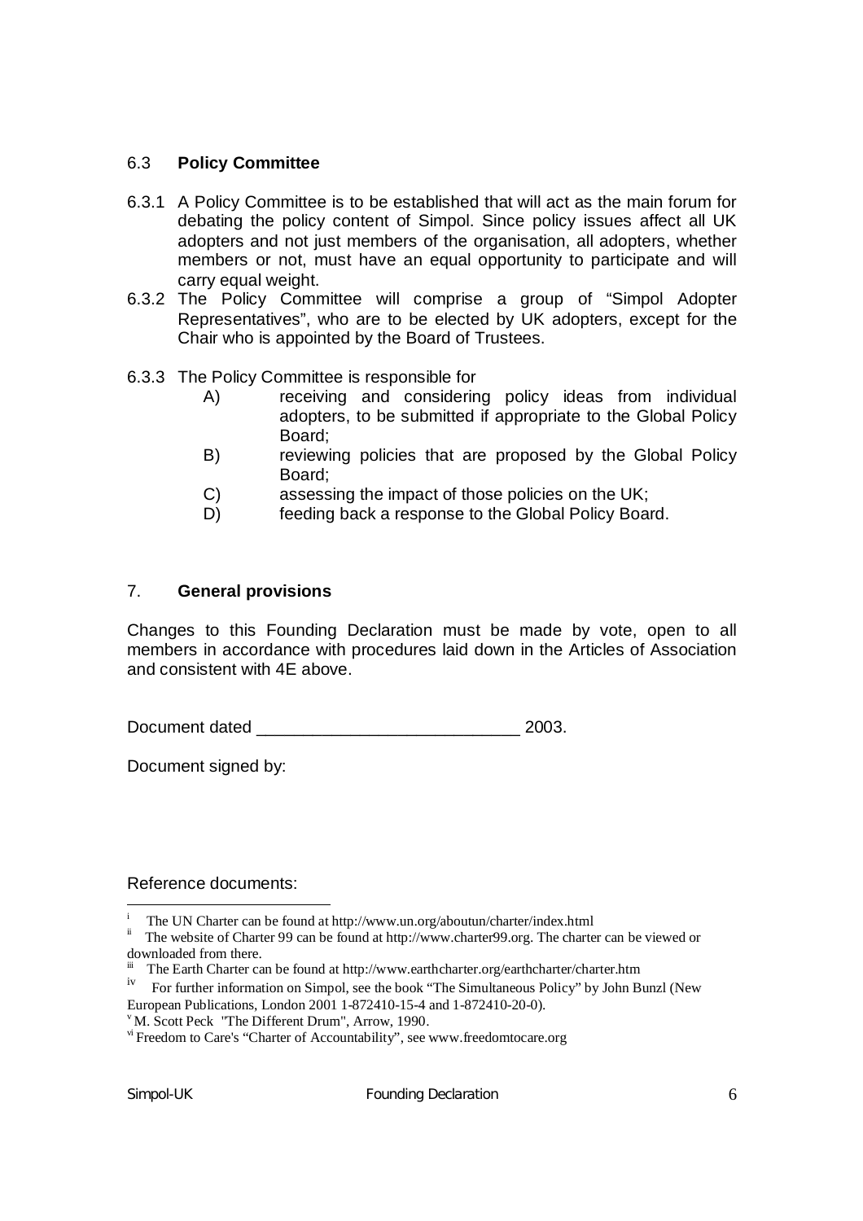## 6.3 **Policy Committee**

6.3.1 A Policy Committee is to be established that will act as the main forum for debating the policy content of Simpol. Since policy issues affect all UK adopters and not just members of the organisation, all adopters, whether members or not, must have an equal opportunity to participate and will carry equal weight.

6.3.2 The Policy Committee will comprise a group of "Simpol Adopter Representatives", who are to be elected by UK adopters, except for the Chair who is appointed by the Board of Trustees.

6.3.3 The Policy Committee is responsible for

- A) receiving and considering policy ideas from individual adopters, to be submitted if appropriate to the Global Policy Board;
- B) reviewing policies that are proposed by the Global Policy Board;
- C) assessing the impact of those policies on the UK;
- D) feeding back a response to the Global Policy Board.

## 7. **General provisions**

Changes to this Founding Declaration must be made by vote, open to all members in accordance with procedures laid down in the Articles of Association and consistent with 4E above.

Document dated ____________________________ 2003.

Document signed by:

Reference documents:

---

[i] The UN Charter can be found at http://www.un.org/aboutun/charter/index.html

[ii] The website of Charter 99 can be found at http://www.charter99.org. The charter can be viewed or downloaded from there.

[iii] The Earth Charter can be found at http://www.earthcharter.org/earthcharter/charter.htm

[iv] For further information on Simpol, see the book "The Simultaneous Policy" by John Bunzl (New European Publications, London 2001 1-872410-15-4 and 1-872410-20-0).

[v] M. Scott Peck "The Different Drum", Arrow, 1990.

[vi] Freedom to Care's "Charter of Accountability", see www.freedomtocare.org